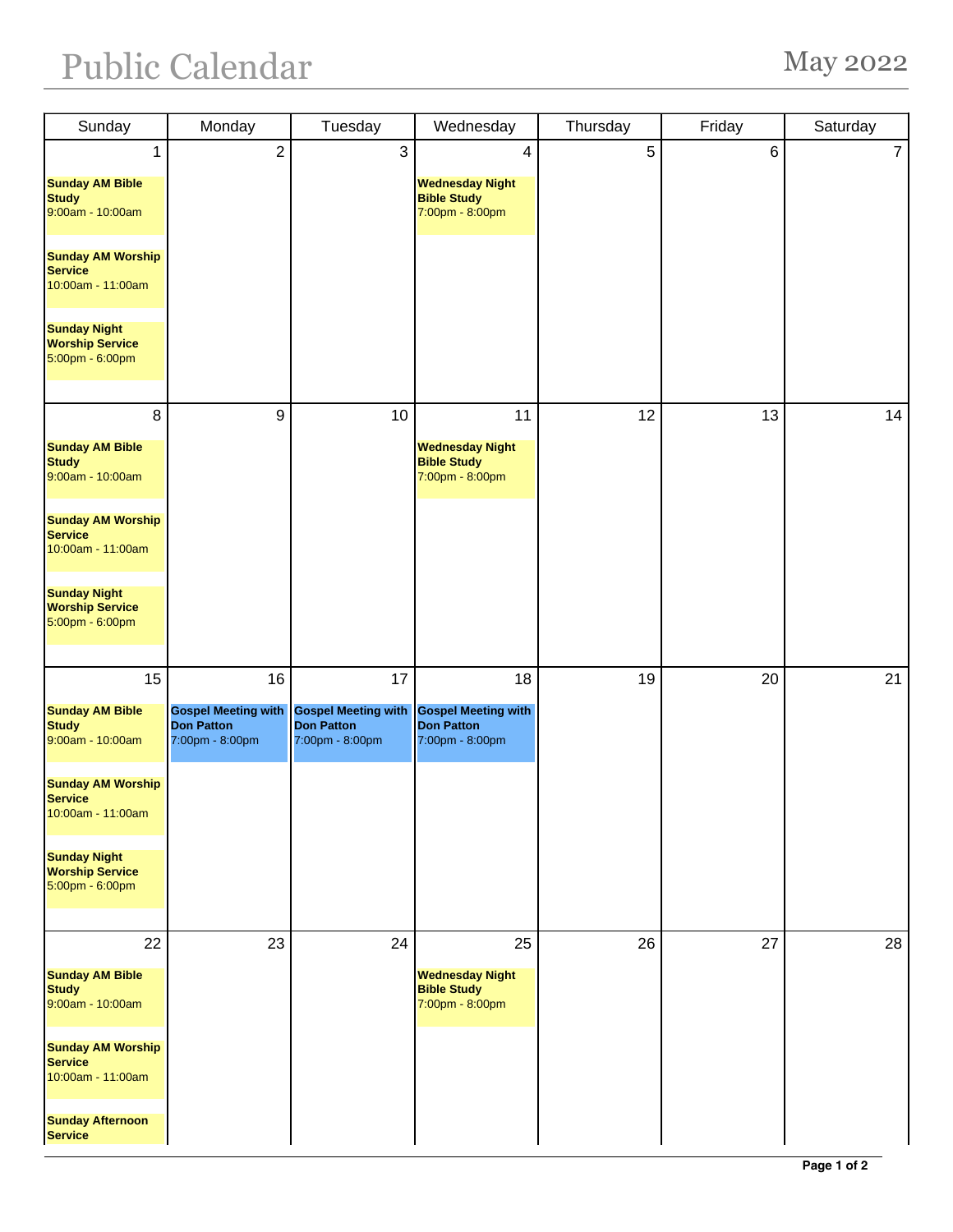# Public Calendar

## May 2022

| Sunday | Monday | Tuesday | Wednesday | Thursday | Friday | Saturday |
|---|---|---|---|---|---|---|
| 1<br>**Sunday AM Bible Study**<br>9:00am - 10:00am<br>**Sunday AM Worship Service**<br>10:00am - 11:00am<br>**Sunday Night Worship Service**<br>5:00pm - 6:00pm | 2 | 3 | 4<br>**Wednesday Night Bible Study**<br>7:00pm - 8:00pm | 5 | 6 | 7 |
| 8<br>**Sunday AM Bible Study**<br>9:00am - 10:00am<br>**Sunday AM Worship Service**<br>10:00am - 11:00am<br>**Sunday Night Worship Service**<br>5:00pm - 6:00pm | 9 | 10 | 11<br>**Wednesday Night Bible Study**<br>7:00pm - 8:00pm | 12 | 13 | 14 |
| 15<br>**Sunday AM Bible Study**<br>9:00am - 10:00am<br>**Sunday AM Worship Service**<br>10:00am - 11:00am<br>**Sunday Night Worship Service**<br>5:00pm - 6:00pm | 16<br>**Gospel Meeting with Don Patton**<br>7:00pm - 8:00pm | 17<br>**Gospel Meeting with Don Patton**<br>7:00pm - 8:00pm | 18<br>**Gospel Meeting with Don Patton**<br>7:00pm - 8:00pm | 19 | 20 | 21 |
| 22<br>**Sunday AM Bible Study**<br>9:00am - 10:00am<br>**Sunday AM Worship Service**<br>10:00am - 11:00am<br>**Sunday Afternoon Service** | 23 | 24 | 25<br>**Wednesday Night Bible Study**<br>7:00pm - 8:00pm | 26 | 27 | 28 |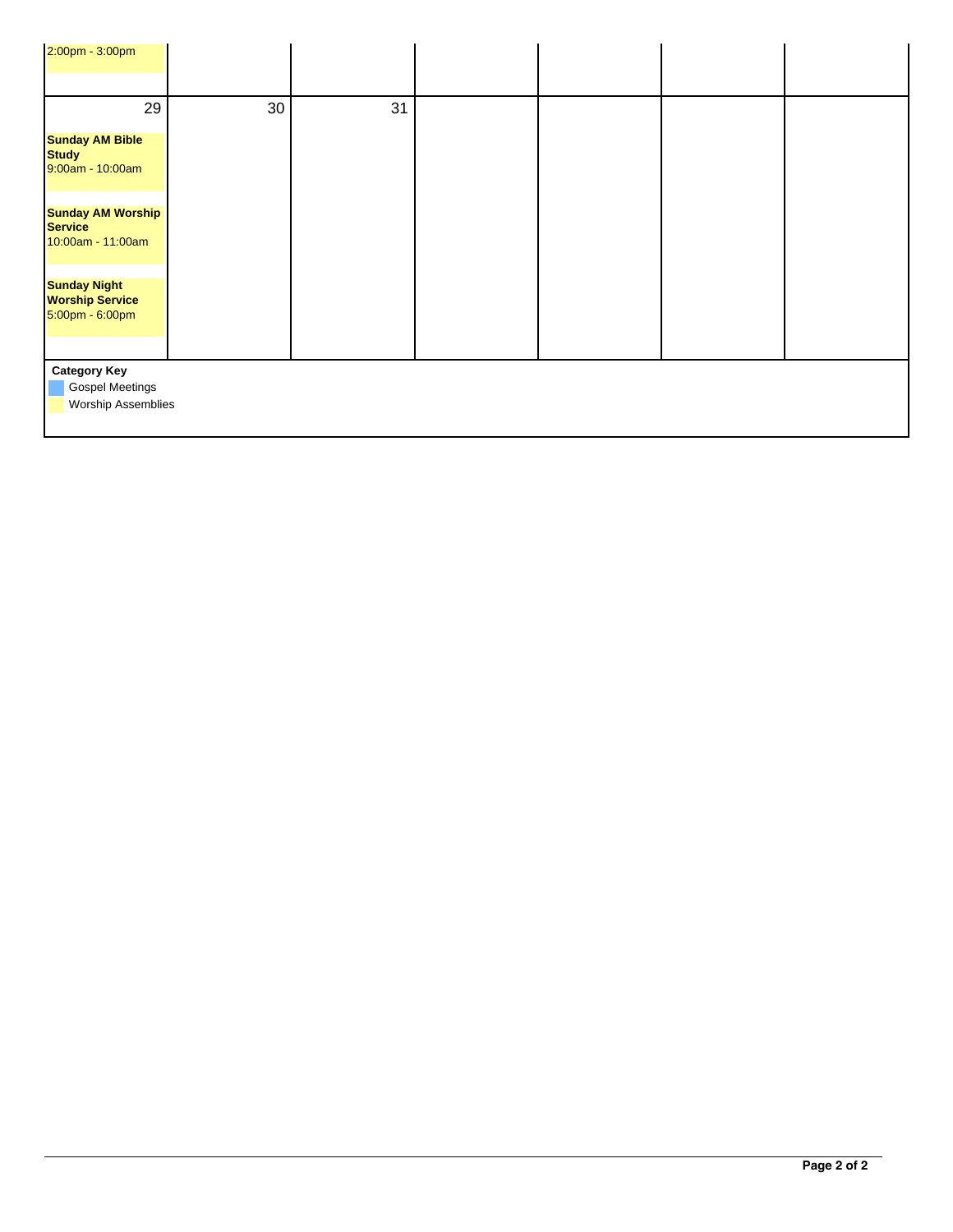| | | | | | | |
|---|---|---|---|---|---|---|
| 2:00pm - 3:00pm | | | | | | |
| 29<br><br>**Sunday AM Bible Study**<br>9:00am - 10:00am<br><br>**Sunday AM Worship Service**<br>10:00am - 11:00am<br><br>**Sunday Night Worship Service**<br>5:00pm - 6:00pm | 30 | 31 | | | | |

**Category Key**

- Gospel Meetings
- Worship Assemblies